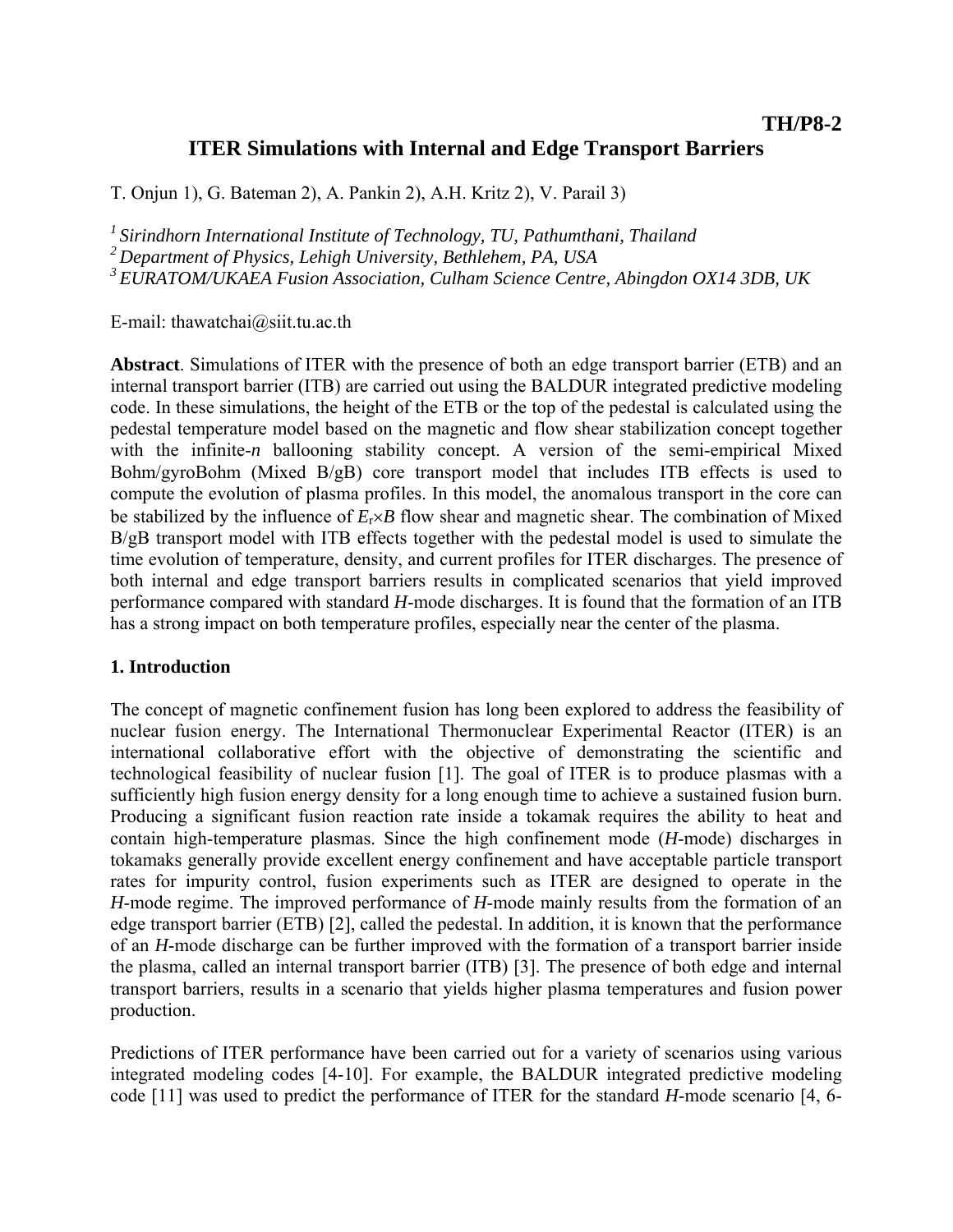TH/P8-2

# ITER Simulations with Internal and Edge Transport Barriers

T. Onjun 1), G. Bateman 2), A. Pankin 2), A.H. Kritz 2), V. Parail 3)

[1] *Sirindhorn International Institute of Technology, TU, Pathumthani, Thailand*
[2] *Department of Physics, Lehigh University, Bethlehem, PA, USA*
[3] *EURATOM/UKAEA Fusion Association, Culham Science Centre, Abingdon OX14 3DB, UK*

E-mail: thawatchai@siit.tu.ac.th

**Abstract**. Simulations of ITER with the presence of both an edge transport barrier (ETB) and an internal transport barrier (ITB) are carried out using the BALDUR integrated predictive modeling code. In these simulations, the height of the ETB or the top of the pedestal is calculated using the pedestal temperature model based on the magnetic and flow shear stabilization concept together with the infinite-*n* ballooning stability concept. A version of the semi-empirical Mixed Bohm/gyroBohm (Mixed B/gB) core transport model that includes ITB effects is used to compute the evolution of plasma profiles. In this model, the anomalous transport in the core can be stabilized by the influence of $E_r \times B$ flow shear and magnetic shear. The combination of Mixed B/gB transport model with ITB effects together with the pedestal model is used to simulate the time evolution of temperature, density, and current profiles for ITER discharges. The presence of both internal and edge transport barriers results in complicated scenarios that yield improved performance compared with standard *H*-mode discharges. It is found that the formation of an ITB has a strong impact on both temperature profiles, especially near the center of the plasma.

## 1. Introduction

The concept of magnetic confinement fusion has long been explored to address the feasibility of nuclear fusion energy. The International Thermonuclear Experimental Reactor (ITER) is an international collaborative effort with the objective of demonstrating the scientific and technological feasibility of nuclear fusion [1]. The goal of ITER is to produce plasmas with a sufficiently high fusion energy density for a long enough time to achieve a sustained fusion burn. Producing a significant fusion reaction rate inside a tokamak requires the ability to heat and contain high-temperature plasmas. Since the high confinement mode (*H*-mode) discharges in tokamaks generally provide excellent energy confinement and have acceptable particle transport rates for impurity control, fusion experiments such as ITER are designed to operate in the *H*-mode regime. The improved performance of *H*-mode mainly results from the formation of an edge transport barrier (ETB) [2], called the pedestal. In addition, it is known that the performance of an *H*-mode discharge can be further improved with the formation of a transport barrier inside the plasma, called an internal transport barrier (ITB) [3]. The presence of both edge and internal transport barriers, results in a scenario that yields higher plasma temperatures and fusion power production.

Predictions of ITER performance have been carried out for a variety of scenarios using various integrated modeling codes [4-10]. For example, the BALDUR integrated predictive modeling code [11] was used to predict the performance of ITER for the standard *H*-mode scenario [4, 6-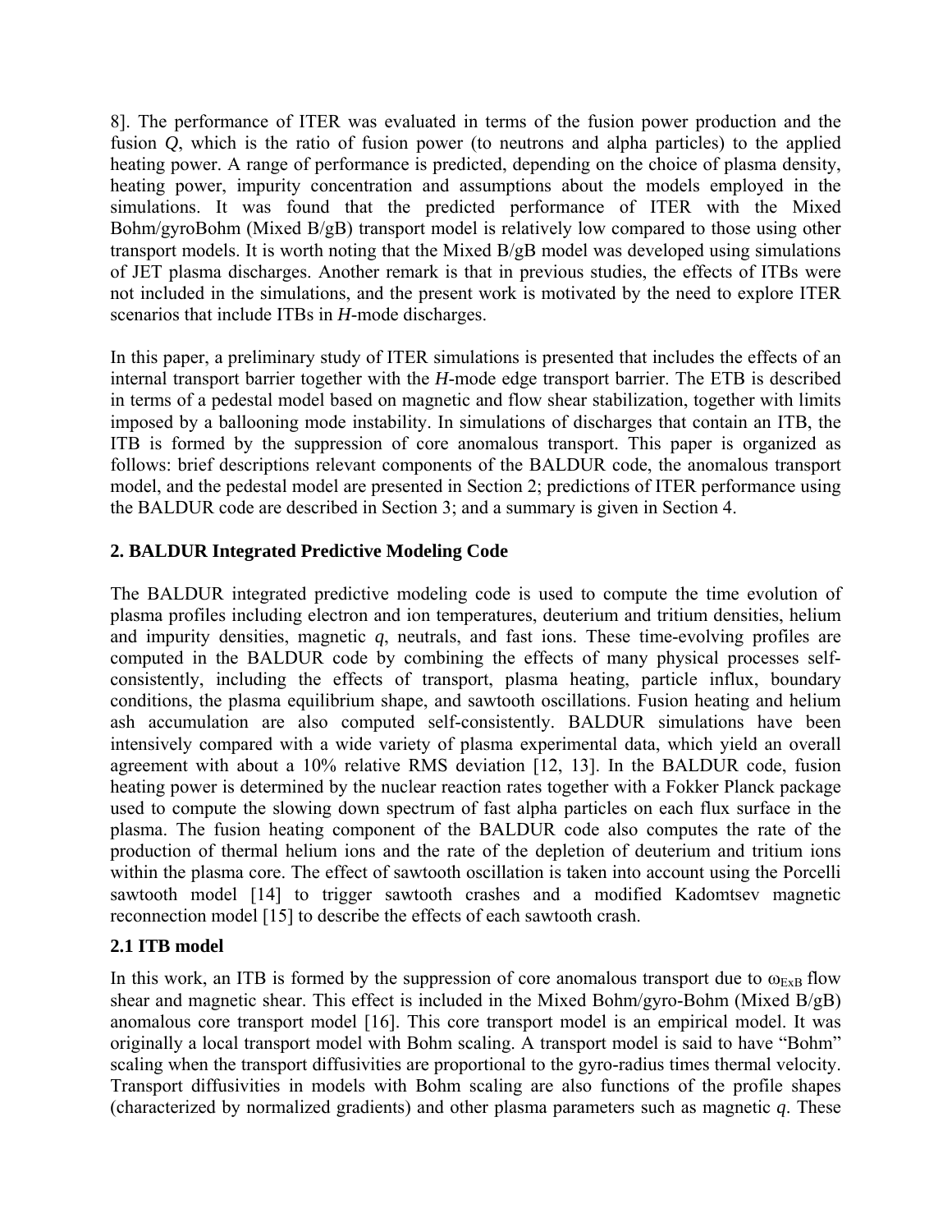8]. The performance of ITER was evaluated in terms of the fusion power production and the fusion *Q*, which is the ratio of fusion power (to neutrons and alpha particles) to the applied heating power. A range of performance is predicted, depending on the choice of plasma density, heating power, impurity concentration and assumptions about the models employed in the simulations. It was found that the predicted performance of ITER with the Mixed Bohm/gyroBohm (Mixed B/gB) transport model is relatively low compared to those using other transport models. It is worth noting that the Mixed B/gB model was developed using simulations of JET plasma discharges. Another remark is that in previous studies, the effects of ITBs were not included in the simulations, and the present work is motivated by the need to explore ITER scenarios that include ITBs in *H*-mode discharges.

In this paper, a preliminary study of ITER simulations is presented that includes the effects of an internal transport barrier together with the *H*-mode edge transport barrier. The ETB is described in terms of a pedestal model based on magnetic and flow shear stabilization, together with limits imposed by a ballooning mode instability. In simulations of discharges that contain an ITB, the ITB is formed by the suppression of core anomalous transport. This paper is organized as follows: brief descriptions relevant components of the BALDUR code, the anomalous transport model, and the pedestal model are presented in Section 2; predictions of ITER performance using the BALDUR code are described in Section 3; and a summary is given in Section 4.

## 2. BALDUR Integrated Predictive Modeling Code

The BALDUR integrated predictive modeling code is used to compute the time evolution of plasma profiles including electron and ion temperatures, deuterium and tritium densities, helium and impurity densities, magnetic *q*, neutrals, and fast ions. These time-evolving profiles are computed in the BALDUR code by combining the effects of many physical processes self-consistently, including the effects of transport, plasma heating, particle influx, boundary conditions, the plasma equilibrium shape, and sawtooth oscillations. Fusion heating and helium ash accumulation are also computed self-consistently. BALDUR simulations have been intensively compared with a wide variety of plasma experimental data, which yield an overall agreement with about a 10% relative RMS deviation [12, 13]. In the BALDUR code, fusion heating power is determined by the nuclear reaction rates together with a Fokker Planck package used to compute the slowing down spectrum of fast alpha particles on each flux surface in the plasma. The fusion heating component of the BALDUR code also computes the rate of the production of thermal helium ions and the rate of the depletion of deuterium and tritium ions within the plasma core. The effect of sawtooth oscillation is taken into account using the Porcelli sawtooth model [14] to trigger sawtooth crashes and a modified Kadomtsev magnetic reconnection model [15] to describe the effects of each sawtooth crash.

### 2.1 ITB model

In this work, an ITB is formed by the suppression of core anomalous transport due to $\omega_{ExB}$ flow shear and magnetic shear. This effect is included in the Mixed Bohm/gyro-Bohm (Mixed B/gB) anomalous core transport model [16]. This core transport model is an empirical model. It was originally a local transport model with Bohm scaling. A transport model is said to have "Bohm" scaling when the transport diffusivities are proportional to the gyro-radius times thermal velocity. Transport diffusivities in models with Bohm scaling are also functions of the profile shapes (characterized by normalized gradients) and other plasma parameters such as magnetic *q*. These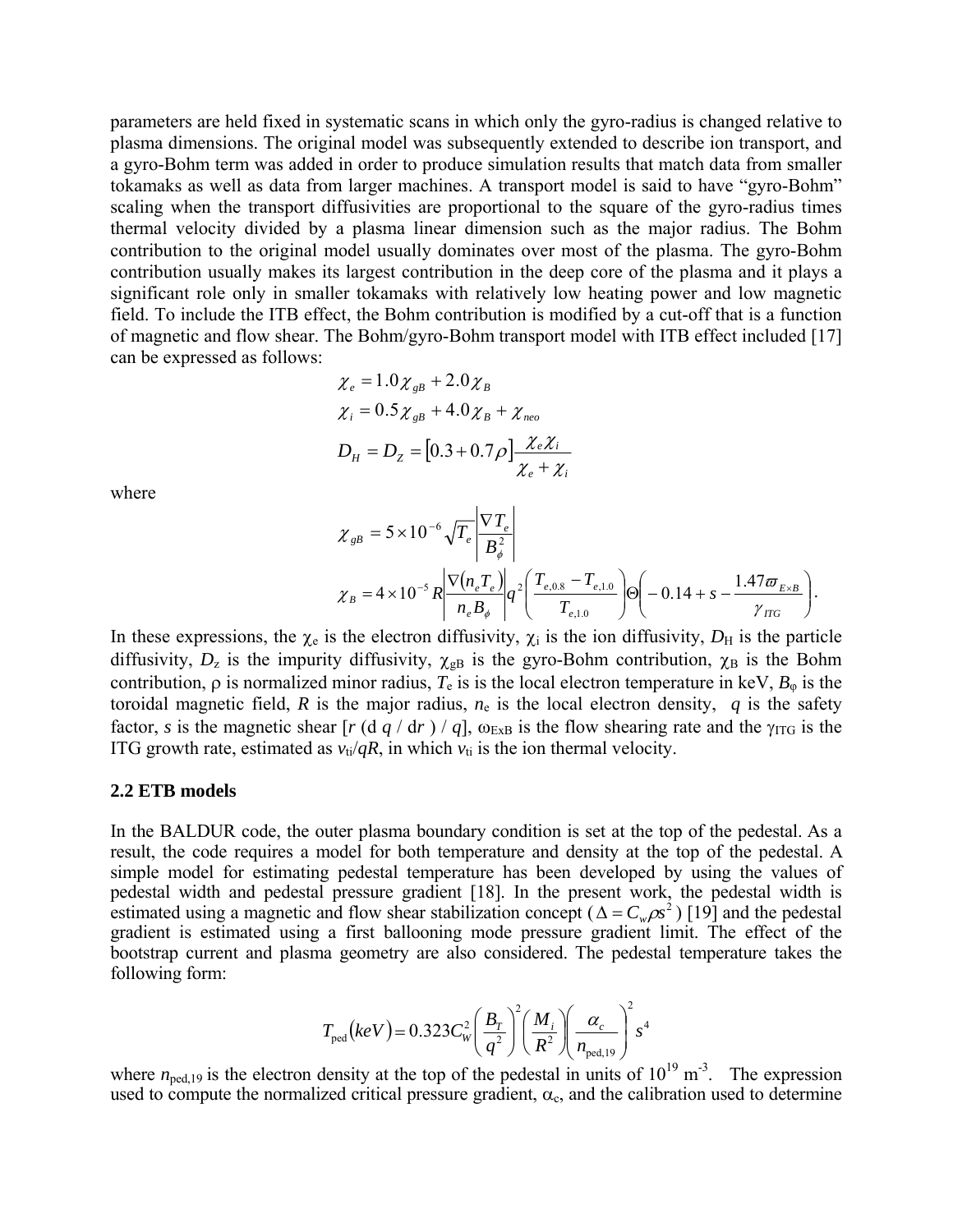parameters are held fixed in systematic scans in which only the gyro-radius is changed relative to plasma dimensions. The original model was subsequently extended to describe ion transport, and a gyro-Bohm term was added in order to produce simulation results that match data from smaller tokamaks as well as data from larger machines. A transport model is said to have "gyro-Bohm" scaling when the transport diffusivities are proportional to the square of the gyro-radius times thermal velocity divided by a plasma linear dimension such as the major radius. The Bohm contribution to the original model usually dominates over most of the plasma. The gyro-Bohm contribution usually makes its largest contribution in the deep core of the plasma and it plays a significant role only in smaller tokamaks with relatively low heating power and low magnetic field. To include the ITB effect, the Bohm contribution is modified by a cut-off that is a function of magnetic and flow shear. The Bohm/gyro-Bohm transport model with ITB effect included [17] can be expressed as follows:

$$\chi_e = 1.0\chi_{gB} + 2.0\chi_B$$

$$\chi_i = 0.5\chi_{gB} + 4.0\chi_B + \chi_{neo}$$

$$D_H = D_Z = \left[0.3 + 0.7\rho\right]\frac{\chi_e \chi_i}{\chi_e + \chi_i}$$

where

$$\chi_{gB} = 5\times 10^{-6}\sqrt{T_e}\left|\frac{\nabla T_e}{B_\phi^2}\right|$$

$$\chi_B = 4\times 10^{-5} R\left|\frac{\nabla(n_e T_e)}{n_e B_\phi}\right| q^2 \left(\frac{T_{e,0.8} - T_{e,1.0}}{T_{e,1.0}}\right)\Theta\left(-0.14 + s - \frac{1.47\varpi_{E\times B}}{\gamma_{ITG}}\right).$$

In these expressions, the $\chi_e$ is the electron diffusivity, $\chi_i$ is the ion diffusivity, $D_H$ is the particle diffusivity, $D_z$ is the impurity diffusivity, $\chi_{gB}$ is the gyro-Bohm contribution, $\chi_B$ is the Bohm contribution, $\rho$ is normalized minor radius, $T_e$ is is the local electron temperature in keV, $B_\varphi$ is the toroidal magnetic field, $R$ is the major radius, $n_e$ is the local electron density, $q$ is the safety factor, $s$ is the magnetic shear [$r$ (d $q$ / d$r$ ) / $q$], $\omega_{ExB}$ is the flow shearing rate and the $\gamma_{ITG}$ is the ITG growth rate, estimated as $v_{ti}/qR$, in which $v_{ti}$ is the ion thermal velocity.

### 2.2 ETB models

In the BALDUR code, the outer plasma boundary condition is set at the top of the pedestal. As a result, the code requires a model for both temperature and density at the top of the pedestal. A simple model for estimating pedestal temperature has been developed by using the values of pedestal width and pedestal pressure gradient [18]. In the present work, the pedestal width is estimated using a magnetic and flow shear stabilization concept ($\Delta = C_w \rho s^2$) [19] and the pedestal gradient is estimated using a first ballooning mode pressure gradient limit. The effect of the bootstrap current and plasma geometry are also considered. The pedestal temperature takes the following form:

$$T_{\text{ped}}(keV) = 0.323 C_W^2 \left(\frac{B_T}{q^2}\right)^2 \left(\frac{M_i}{R^2}\right)\left(\frac{\alpha_c}{n_{\text{ped},19}}\right)^2 s^4$$

where $n_{\text{ped},19}$ is the electron density at the top of the pedestal in units of $10^{19}$ m$^{-3}$. The expression used to compute the normalized critical pressure gradient, $\alpha_c$, and the calibration used to determine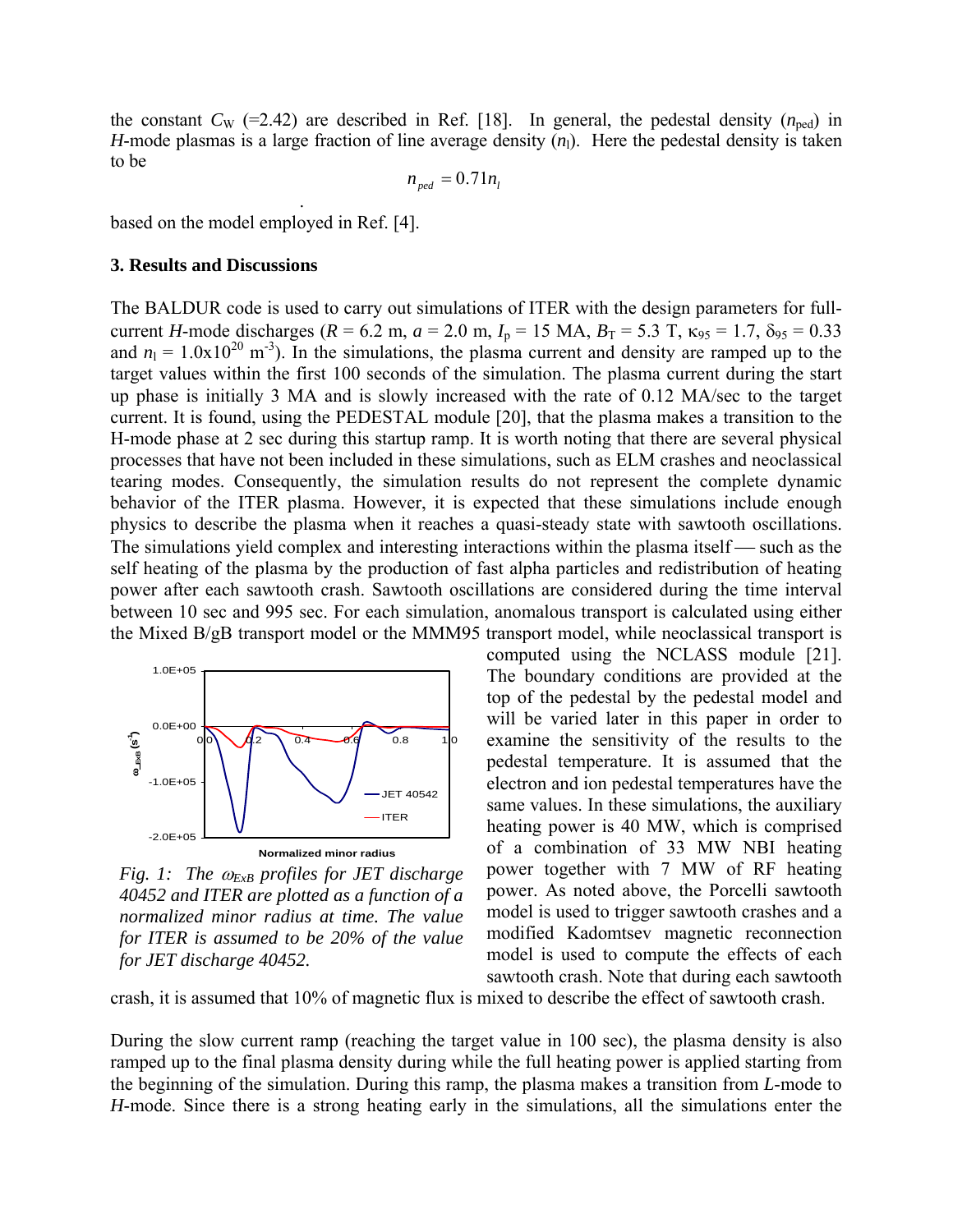the constant $C_W$ (=2.42) are described in Ref. [18]. In general, the pedestal density ($n_{ped}$) in *H*-mode plasmas is a large fraction of line average density ($n_l$). Here the pedestal density is taken to be

$$n_{ped} = 0.71 n_l$$

based on the model employed in Ref. [4].

### 3. Results and Discussions

The BALDUR code is used to carry out simulations of ITER with the design parameters for full-current *H*-mode discharges ($R$ = 6.2 m, $a$ = 2.0 m, $I_p$ = 15 MA, $B_T$ = 5.3 T, $\kappa_{95}$ = 1.7, $\delta_{95}$ = 0.33 and $n_l$ = 1.0x10$^{20}$ m$^{-3}$). In the simulations, the plasma current and density are ramped up to the target values within the first 100 seconds of the simulation. The plasma current during the start up phase is initially 3 MA and is slowly increased with the rate of 0.12 MA/sec to the target current. It is found, using the PEDESTAL module [20], that the plasma makes a transition to the H-mode phase at 2 sec during this startup ramp. It is worth noting that there are several physical processes that have not been included in these simulations, such as ELM crashes and neoclassical tearing modes. Consequently, the simulation results do not represent the complete dynamic behavior of the ITER plasma. However, it is expected that these simulations include enough physics to describe the plasma when it reaches a quasi-steady state with sawtooth oscillations. The simulations yield complex and interesting interactions within the plasma itself — such as the self heating of the plasma by the production of fast alpha particles and redistribution of heating power after each sawtooth crash. Sawtooth oscillations are considered during the time interval between 10 sec and 995 sec. For each simulation, anomalous transport is calculated using either the Mixed B/gB transport model or the MMM95 transport model, while neoclassical transport is computed using the NCLASS module [21]. The boundary conditions are provided at the top of the pedestal by the pedestal model and will be varied later in this paper in order to examine the sensitivity of the results to the pedestal temperature. It is assumed that the electron and ion pedestal temperatures have the same values. In these simulations, the auxiliary heating power is 40 MW, which is comprised of a combination of 33 MW NBI heating power together with 7 MW of RF heating power. As noted above, the Porcelli sawtooth model is used to trigger sawtooth crashes and a modified Kadomtsev magnetic reconnection model is used to compute the effects of each sawtooth crash. Note that during each sawtooth crash, it is assumed that 10% of magnetic flux is mixed to describe the effect of sawtooth crash.

*Fig. 1: The $\omega_{ExB}$ profiles for JET discharge 40452 and ITER are plotted as a function of a normalized minor radius at time. The value for ITER is assumed to be 20% of the value for JET discharge 40452.*

During the slow current ramp (reaching the target value in 100 sec), the plasma density is also ramped up to the final plasma density during while the full heating power is applied starting from the beginning of the simulation. During this ramp, the plasma makes a transition from *L*-mode to *H*-mode. Since there is a strong heating early in the simulations, all the simulations enter the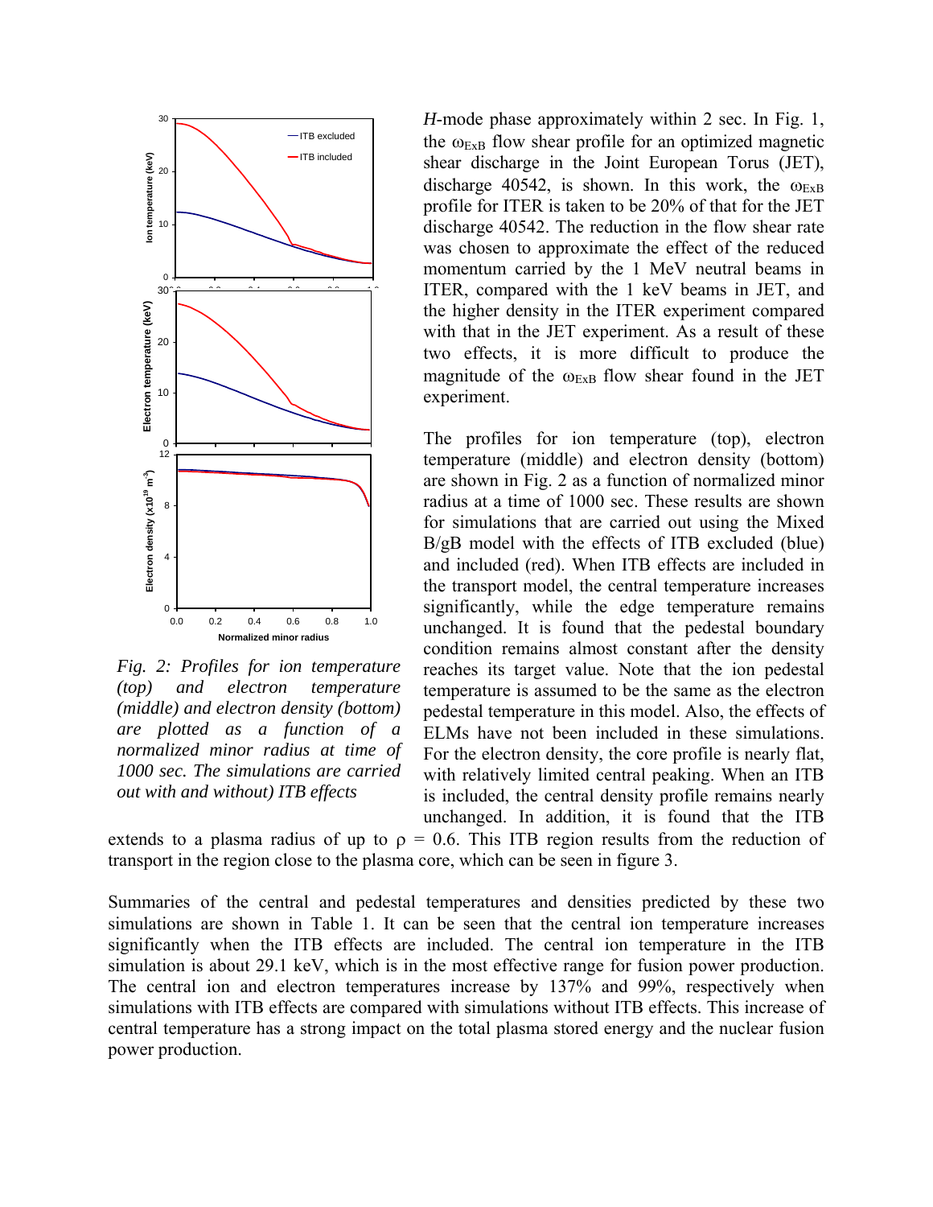*H*-mode phase approximately within 2 sec. In Fig. 1, the $\omega_{ExB}$ flow shear profile for an optimized magnetic shear discharge in the Joint European Torus (JET), discharge 40542, is shown. In this work, the $\omega_{ExB}$ profile for ITER is taken to be 20% of that for the JET discharge 40542. The reduction in the flow shear rate was chosen to approximate the effect of the reduced momentum carried by the 1 MeV neutral beams in ITER, compared with the 1 keV beams in JET, and the higher density in the ITER experiment compared with that in the JET experiment. As a result of these two effects, it is more difficult to produce the magnitude of the $\omega_{ExB}$ flow shear found in the JET experiment.

*Fig. 2: Profiles for ion temperature (top) and electron temperature (middle) and electron density (bottom) are plotted as a function of a normalized minor radius at time of 1000 sec. The simulations are carried out with and without) ITB effects*

The profiles for ion temperature (top), electron temperature (middle) and electron density (bottom) are shown in Fig. 2 as a function of normalized minor radius at a time of 1000 sec. These results are shown for simulations that are carried out using the Mixed B/gB model with the effects of ITB excluded (blue) and included (red). When ITB effects are included in the transport model, the central temperature increases significantly, while the edge temperature remains unchanged. It is found that the pedestal boundary condition remains almost constant after the density reaches its target value. Note that the ion pedestal temperature is assumed to be the same as the electron pedestal temperature in this model. Also, the effects of ELMs have not been included in these simulations. For the electron density, the core profile is nearly flat, with relatively limited central peaking. When an ITB is included, the central density profile remains nearly unchanged. In addition, it is found that the ITB extends to a plasma radius of up to $\rho = 0.6$. This ITB region results from the reduction of transport in the region close to the plasma core, which can be seen in figure 3.

Summaries of the central and pedestal temperatures and densities predicted by these two simulations are shown in Table 1. It can be seen that the central ion temperature increases significantly when the ITB effects are included. The central ion temperature in the ITB simulation is about 29.1 keV, which is in the most effective range for fusion power production. The central ion and electron temperatures increase by 137% and 99%, respectively when simulations with ITB effects are compared with simulations without ITB effects. This increase of central temperature has a strong impact on the total plasma stored energy and the nuclear fusion power production.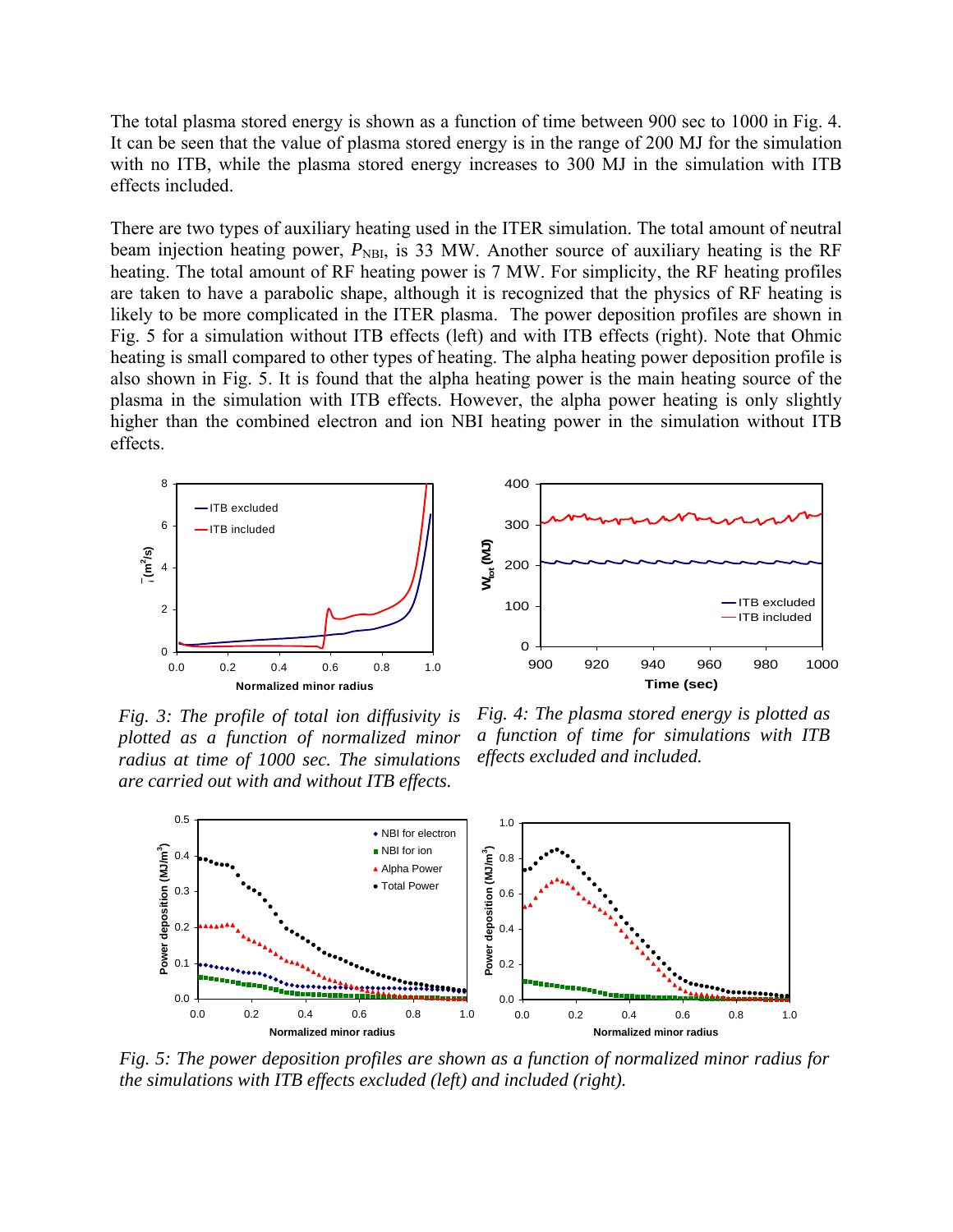The total plasma stored energy is shown as a function of time between 900 sec to 1000 in Fig. 4. It can be seen that the value of plasma stored energy is in the range of 200 MJ for the simulation with no ITB, while the plasma stored energy increases to 300 MJ in the simulation with ITB effects included.

There are two types of auxiliary heating used in the ITER simulation. The total amount of neutral beam injection heating power, $P_{NBI}$, is 33 MW. Another source of auxiliary heating is the RF heating. The total amount of RF heating power is 7 MW. For simplicity, the RF heating profiles are taken to have a parabolic shape, although it is recognized that the physics of RF heating is likely to be more complicated in the ITER plasma. The power deposition profiles are shown in Fig. 5 for a simulation without ITB effects (left) and with ITB effects (right). Note that Ohmic heating is small compared to other types of heating. The alpha heating power deposition profile is also shown in Fig. 5. It is found that the alpha heating power is the main heating source of the plasma in the simulation with ITB effects. However, the alpha power heating is only slightly higher than the combined electron and ion NBI heating power in the simulation without ITB effects.

*Fig. 3: The profile of total ion diffusivity is plotted as a function of normalized minor radius at time of 1000 sec. The simulations are carried out with and without ITB effects.*

*Fig. 4: The plasma stored energy is plotted as a function of time for simulations with ITB effects excluded and included.*

*Fig. 5: The power deposition profiles are shown as a function of normalized minor radius for the simulations with ITB effects excluded (left) and included (right).*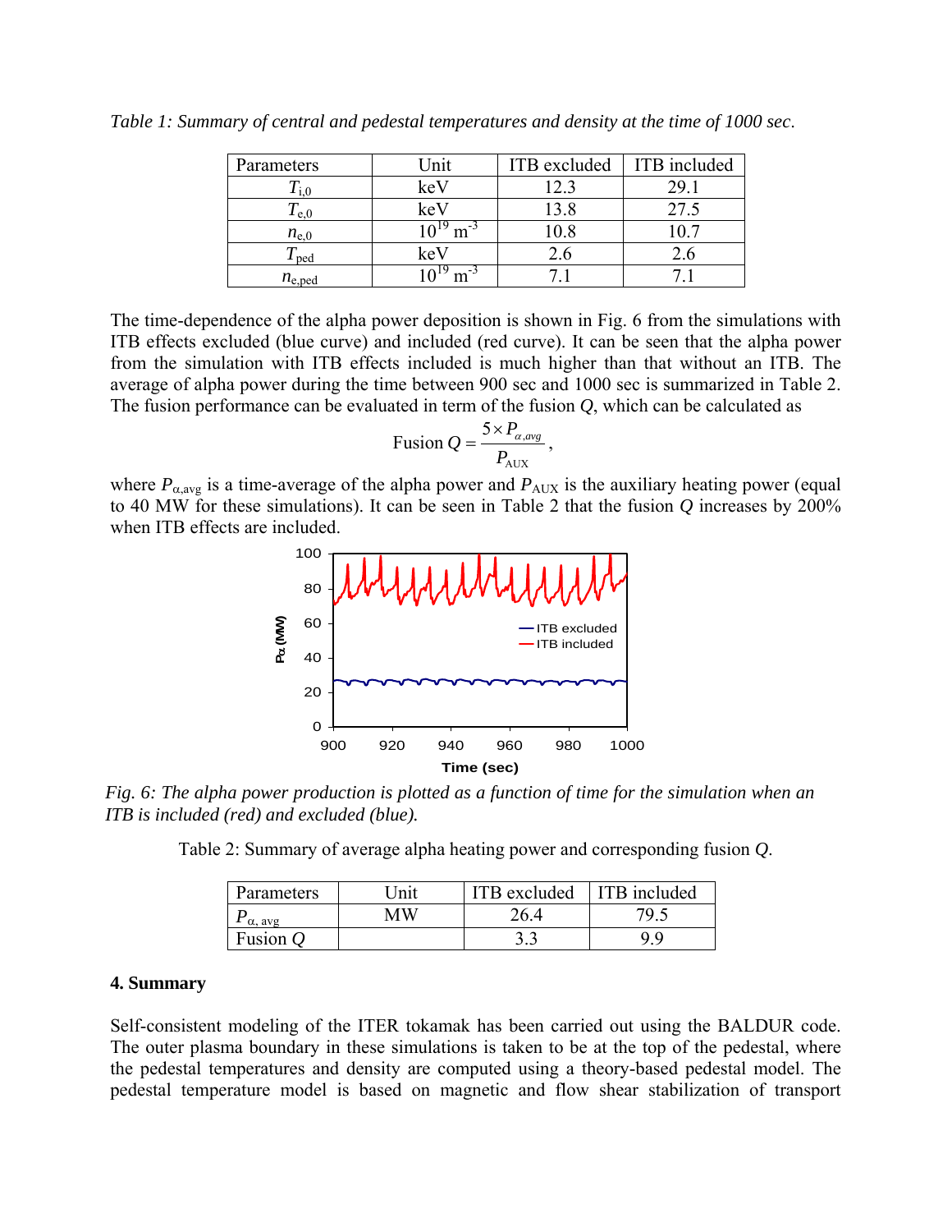*Table 1: Summary of central and pedestal temperatures and density at the time of 1000 sec.*

| Parameters | Unit | ITB excluded | ITB included |
|---|---|---|---|
| $T_{i,0}$ | keV | 12.3 | 29.1 |
| $T_{e,0}$ | keV | 13.8 | 27.5 |
| $n_{e,0}$ | $10^{19}$ m$^{-3}$ | 10.8 | 10.7 |
| $T_{ped}$ | keV | 2.6 | 2.6 |
| $n_{e,ped}$ | $10^{19}$ m$^{-3}$ | 7.1 | 7.1 |

The time-dependence of the alpha power deposition is shown in Fig. 6 from the simulations with ITB effects excluded (blue curve) and included (red curve). It can be seen that the alpha power from the simulation with ITB effects included is much higher than that without an ITB. The average of alpha power during the time between 900 sec and 1000 sec is summarized in Table 2. The fusion performance can be evaluated in term of the fusion $Q$, which can be calculated as

$$\text{Fusion } Q = \frac{5 \times P_{\alpha,avg}}{P_{\text{AUX}}},$$

where $P_{\alpha,\text{avg}}$ is a time-average of the alpha power and $P_{\text{AUX}}$ is the auxiliary heating power (equal to 40 MW for these simulations). It can be seen in Table 2 that the fusion $Q$ increases by 200% when ITB effects are included.

*Fig. 6: The alpha power production is plotted as a function of time for the simulation when an ITB is included (red) and excluded (blue).*

Table 2: Summary of average alpha heating power and corresponding fusion $Q$.

| Parameters | Unit | ITB excluded | ITB included |
|---|---|---|---|
| $P_{\alpha,\text{ avg}}$ | MW | 26.4 | 79.5 |
| Fusion $Q$ | | 3.3 | 9.9 |

**4. Summary**

Self-consistent modeling of the ITER tokamak has been carried out using the BALDUR code. The outer plasma boundary in these simulations is taken to be at the top of the pedestal, where the pedestal temperatures and density are computed using a theory-based pedestal model. The pedestal temperature model is based on magnetic and flow shear stabilization of transport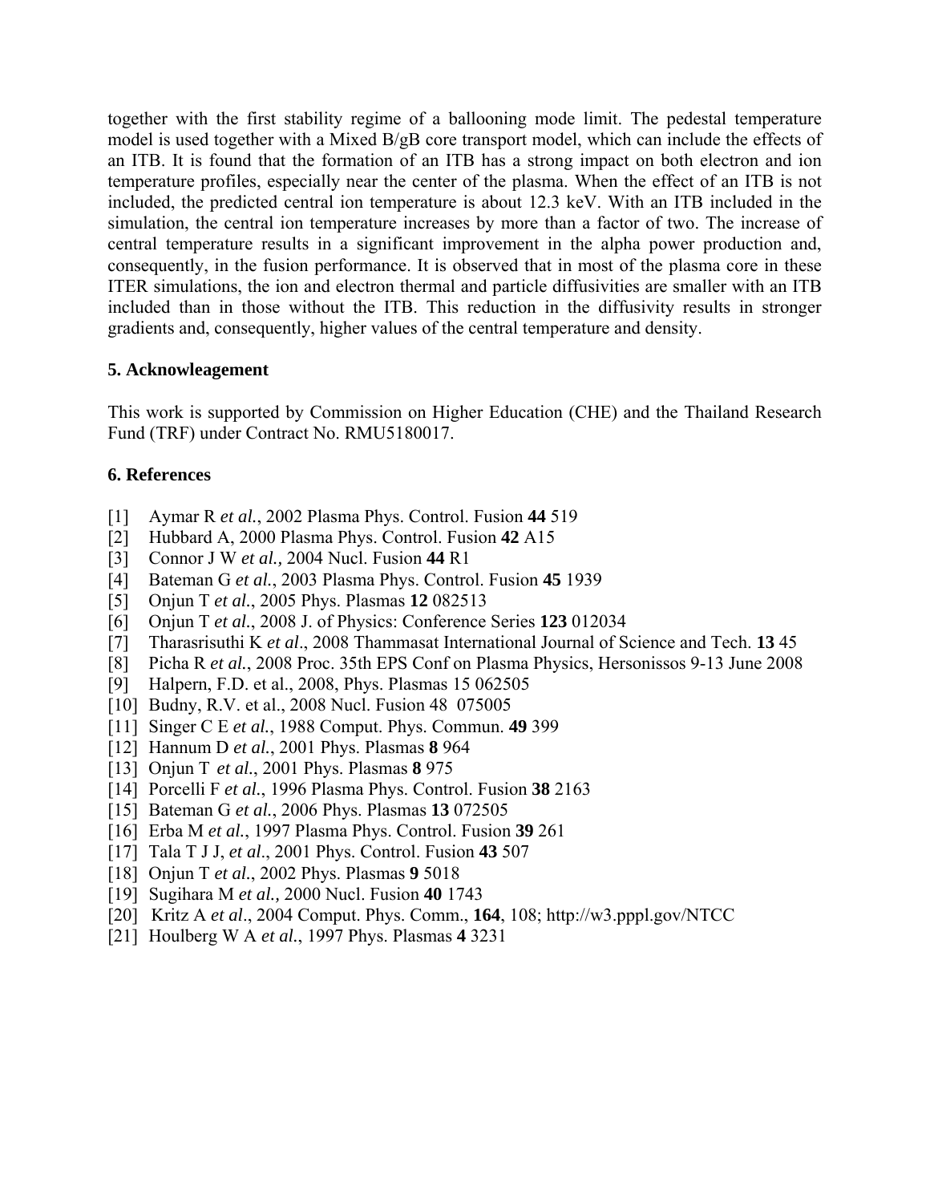together with the first stability regime of a ballooning mode limit. The pedestal temperature model is used together with a Mixed B/gB core transport model, which can include the effects of an ITB. It is found that the formation of an ITB has a strong impact on both electron and ion temperature profiles, especially near the center of the plasma. When the effect of an ITB is not included, the predicted central ion temperature is about 12.3 keV. With an ITB included in the simulation, the central ion temperature increases by more than a factor of two. The increase of central temperature results in a significant improvement in the alpha power production and, consequently, in the fusion performance. It is observed that in most of the plasma core in these ITER simulations, the ion and electron thermal and particle diffusivities are smaller with an ITB included than in those without the ITB. This reduction in the diffusivity results in stronger gradients and, consequently, higher values of the central temperature and density.

## 5. Acknowleagement

This work is supported by Commission on Higher Education (CHE) and the Thailand Research Fund (TRF) under Contract No. RMU5180017.

## 6. References

[1] Aymar R *et al.*, 2002 Plasma Phys. Control. Fusion **44** 519
[2] Hubbard A, 2000 Plasma Phys. Control. Fusion **42** A15
[3] Connor J W *et al.,* 2004 Nucl. Fusion **44** R1
[4] Bateman G *et al.*, 2003 Plasma Phys. Control. Fusion **45** 1939
[5] Onjun T *et al.*, 2005 Phys. Plasmas **12** 082513
[6] Onjun T *et al.*, 2008 J. of Physics: Conference Series **123** 012034
[7] Tharasrisuthi K *et al*., 2008 Thammasat International Journal of Science and Tech. **13** 45
[8] Picha R *et al.*, 2008 Proc. 35th EPS Conf on Plasma Physics, Hersonissos 9-13 June 2008
[9] Halpern, F.D. et al., 2008, Phys. Plasmas 15 062505
[10] Budny, R.V. et al., 2008 Nucl. Fusion 48 075005
[11] Singer C E *et al.*, 1988 Comput. Phys. Commun. **49** 399
[12] Hannum D *et al.*, 2001 Phys. Plasmas **8** 964
[13] Onjun T *et al.*, 2001 Phys. Plasmas **8** 975
[14] Porcelli F *et al.*, 1996 Plasma Phys. Control. Fusion **38** 2163
[15] Bateman G *et al.*, 2006 Phys. Plasmas **13** 072505
[16] Erba M *et al.*, 1997 Plasma Phys. Control. Fusion **39** 261
[17] Tala T J J, *et al*., 2001 Phys. Control. Fusion **43** 507
[18] Onjun T *et al.*, 2002 Phys. Plasmas **9** 5018
[19] Sugihara M *et al.,* 2000 Nucl. Fusion **40** 1743
[20] Kritz A *et al*., 2004 Comput. Phys. Comm., **164**, 108; http://w3.pppl.gov/NTCC
[21] Houlberg W A *et al.*, 1997 Phys. Plasmas **4** 3231